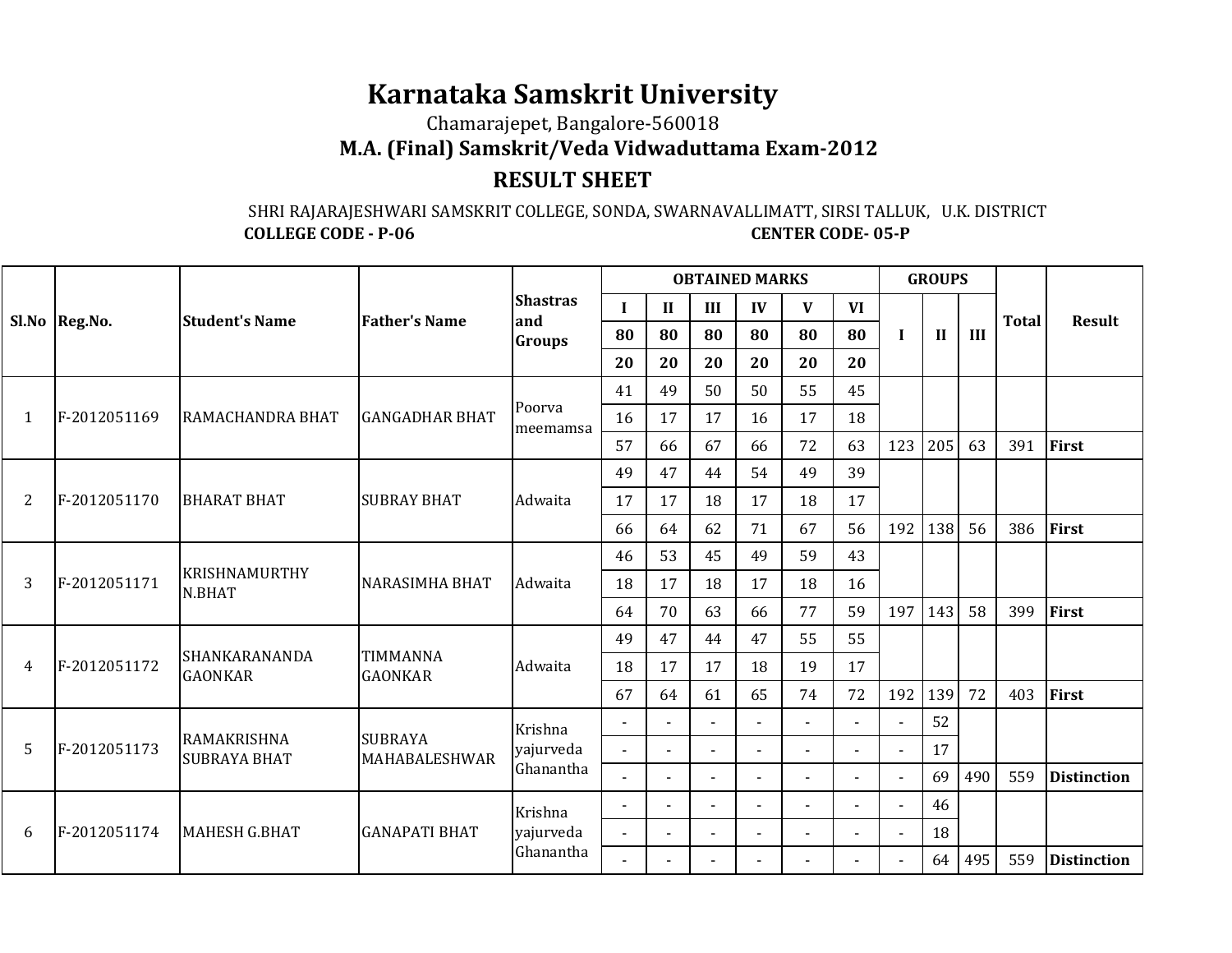# Karnataka Samskrit University

Chamarajepet, Bangalore-560018

**M.A. (Final) Samskrit/Veda Vidwaduttama Exam-2012**

## RESULT SHEET

SHRI RAJARAJESHWARI SAMSKRIT COLLEGE, SONDA, SWARNAVALLIMATT, SIRSI TALLUK, U.K. DISTRICT

**COLLEGE CODE - P-06** **CENTER CODE- 05-P**

| Sl.No | Reg.No. | Student's Name | Father's Name | Shastras and Groups | OBTAINED MARKS | | | | | | GROUPS | | | Total | Result |
|---|---|---|---|---|---|---|---|---|---|---|---|---|---|---|---|
| | | | | | I | II | III | IV | V | VI | I | II | III | | |
| | | | | | 80 | 80 | 80 | 80 | 80 | 80 | | | | | |
| | | | | | 20 | 20 | 20 | 20 | 20 | 20 | | | | | |
| 1 | F-2012051169 | RAMACHANDRA BHAT | GANGADHAR BHAT | Poorva meemamsa | 41 | 49 | 50 | 50 | 55 | 45 | | | | | |
| | | | | | 16 | 17 | 17 | 16 | 17 | 18 | | | | | |
| | | | | | 57 | 66 | 67 | 66 | 72 | 63 | 123 | 205 | 63 | 391 | **First** |
| 2 | F-2012051170 | BHARAT BHAT | SUBRAY BHAT | Adwaita | 49 | 47 | 44 | 54 | 49 | 39 | | | | | |
| | | | | | 17 | 17 | 18 | 17 | 18 | 17 | | | | | |
| | | | | | 66 | 64 | 62 | 71 | 67 | 56 | 192 | 138 | 56 | 386 | **First** |
| 3 | F-2012051171 | KRISHNAMURTHY N.BHAT | NARASIMHA BHAT | Adwaita | 46 | 53 | 45 | 49 | 59 | 43 | | | | | |
| | | | | | 18 | 17 | 18 | 17 | 18 | 16 | | | | | |
| | | | | | 64 | 70 | 63 | 66 | 77 | 59 | 197 | 143 | 58 | 399 | **First** |
| 4 | F-2012051172 | SHANKARANANDA GAONKAR | TIMMANNA GAONKAR | Adwaita | 49 | 47 | 44 | 47 | 55 | 55 | | | | | |
| | | | | | 18 | 17 | 17 | 18 | 19 | 17 | | | | | |
| | | | | | 67 | 64 | 61 | 65 | 74 | 72 | 192 | 139 | 72 | 403 | **First** |
| 5 | F-2012051173 | RAMAKRISHNA SUBRAYA BHAT | SUBRAYA MAHABALESHWAR | Krishna yajurveda Ghanantha | - | - | - | - | - | - | - | 52 | | | |
| | | | | | - | - | - | - | - | - | - | 17 | | | |
| | | | | | - | - | - | - | - | - | - | 69 | 490 | 559 | **Distinction** |
| 6 | F-2012051174 | MAHESH G.BHAT | GANAPATI BHAT | Krishna yajurveda Ghanantha | - | - | - | - | - | - | - | 46 | | | |
| | | | | | - | - | - | - | - | - | - | 18 | | | |
| | | | | | - | - | - | - | - | - | - | 64 | 495 | 559 | **Distinction** |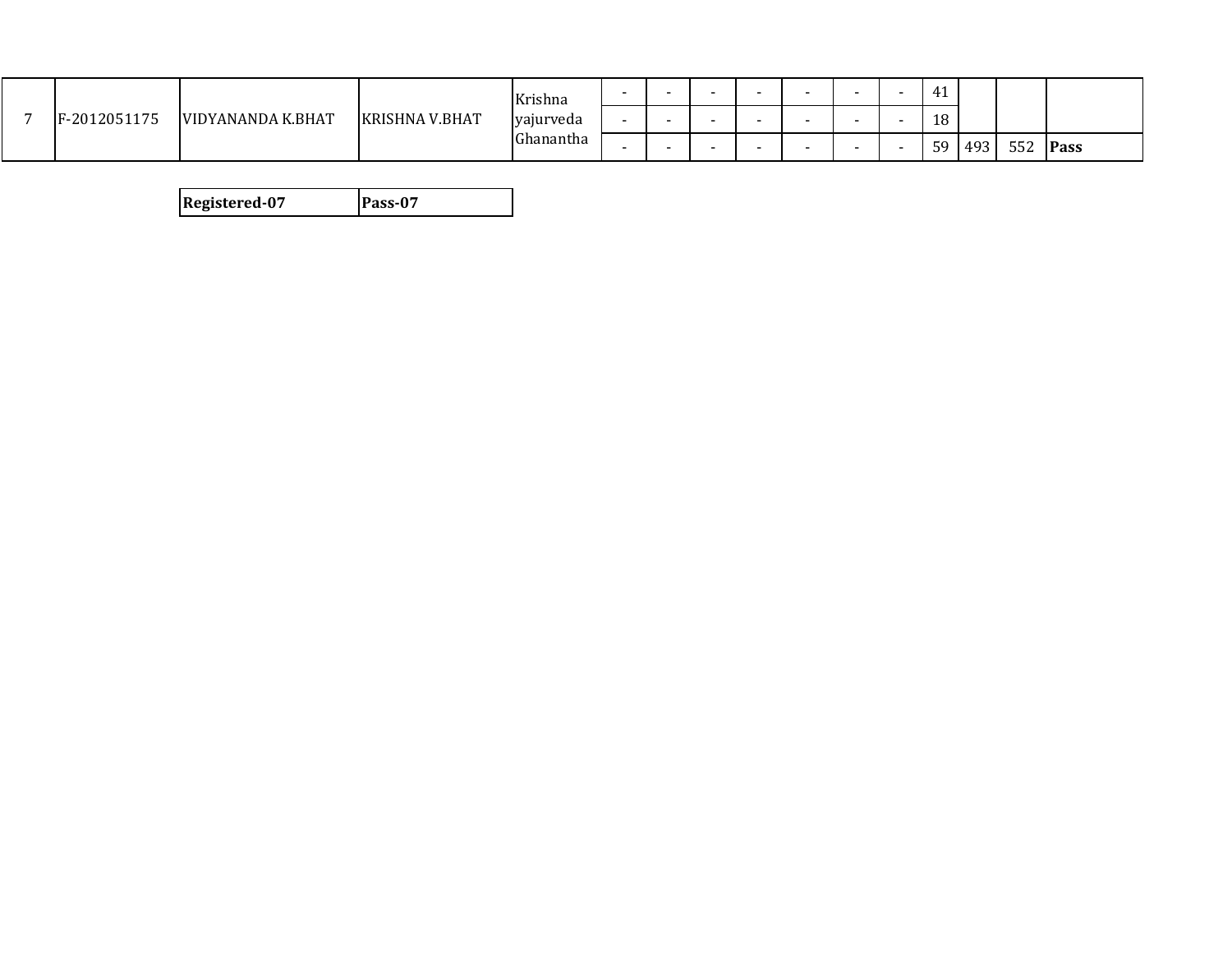| | | | | | | | | | | | | | | | | |
|---|---|---|---|---|---|---|---|---|---|---|---|---|---|---|---|---|
| 7 | F-2012051175 | VIDYANANDA K.BHAT | KRISHNA V.BHAT | Krishna yajurveda Ghanantha | - | - | - | - | - | - | - | 41 | | | |
| | | | | | - | - | - | - | - | - | - | 18 | | | |
| | | | | | - | - | - | - | - | - | - | 59 | 493 | 552 | **Pass** |

| | |
|---|---|
| **Registered-07** | **Pass-07** |